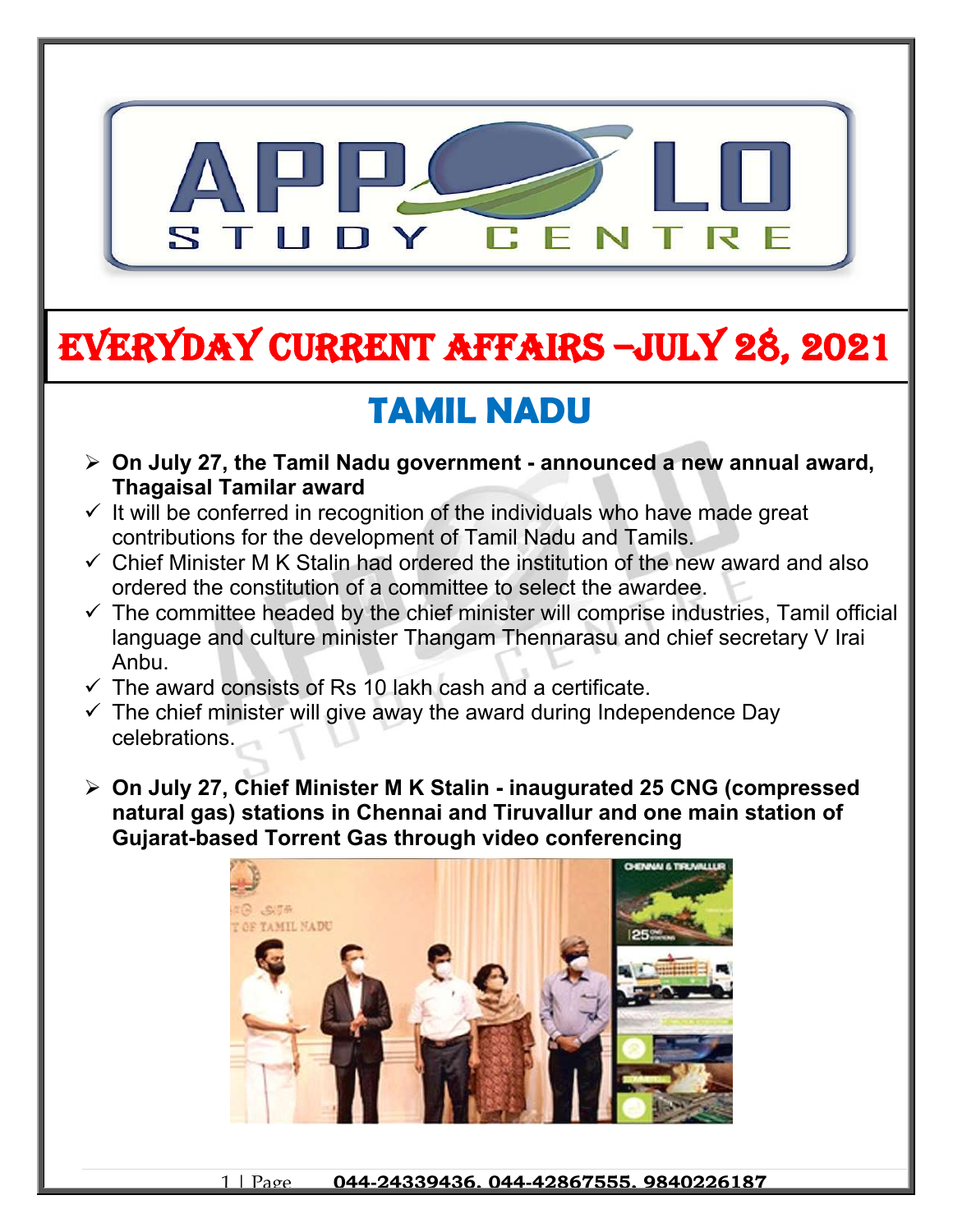# EVERYDAY CURRENT AFFAIRS –JULY 28, 2021

## TAMIL NADU

- **On July 27, the Tamil Nadu government - announced a new annual award, Thagaisal Tamilar award**
  - It will be conferred in recognition of the individuals who have made great contributions for the development of Tamil Nadu and Tamils.
  - Chief Minister M K Stalin had ordered the institution of the new award and also ordered the constitution of a committee to select the awardee.
  - The committee headed by the chief minister will comprise industries, Tamil official language and culture minister Thangam Thennarasu and chief secretary V Irai Anbu.
  - The award consists of Rs 10 lakh cash and a certificate.
  - The chief minister will give away the award during Independence Day celebrations.

- **On July 27, Chief Minister M K Stalin - inaugurated 25 CNG (compressed natural gas) stations in Chennai and Tiruvallur and one main station of Gujarat-based Torrent Gas through video conferencing**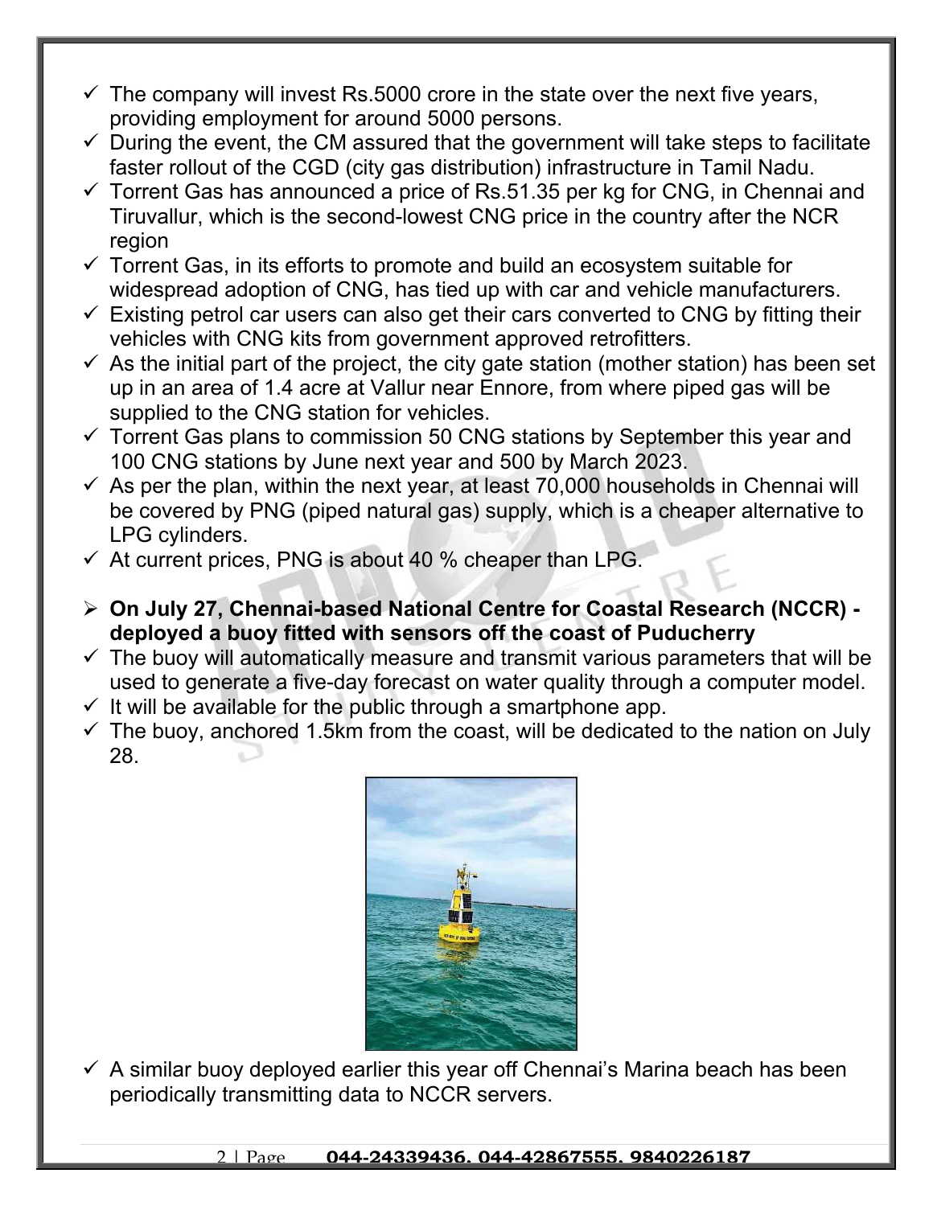- ✓ The company will invest Rs.5000 crore in the state over the next five years, providing employment for around 5000 persons.
- ✓ During the event, the CM assured that the government will take steps to facilitate faster rollout of the CGD (city gas distribution) infrastructure in Tamil Nadu.
- ✓ Torrent Gas has announced a price of Rs.51.35 per kg for CNG, in Chennai and Tiruvallur, which is the second-lowest CNG price in the country after the NCR region
- ✓ Torrent Gas, in its efforts to promote and build an ecosystem suitable for widespread adoption of CNG, has tied up with car and vehicle manufacturers.
- ✓ Existing petrol car users can also get their cars converted to CNG by fitting their vehicles with CNG kits from government approved retrofitters.
- ✓ As the initial part of the project, the city gate station (mother station) has been set up in an area of 1.4 acre at Vallur near Ennore, from where piped gas will be supplied to the CNG station for vehicles.
- ✓ Torrent Gas plans to commission 50 CNG stations by September this year and 100 CNG stations by June next year and 500 by March 2023.
- ✓ As per the plan, within the next year, at least 70,000 households in Chennai will be covered by PNG (piped natural gas) supply, which is a cheaper alternative to LPG cylinders.
- ✓ At current prices, PNG is about 40 % cheaper than LPG.

➢ **On July 27, Chennai-based National Centre for Coastal Research (NCCR) - deployed a buoy fitted with sensors off the coast of Puducherry**

- ✓ The buoy will automatically measure and transmit various parameters that will be used to generate a five-day forecast on water quality through a computer model.
- ✓ It will be available for the public through a smartphone app.
- ✓ The buoy, anchored 1.5km from the coast, will be dedicated to the nation on July 28.
- ✓ A similar buoy deployed earlier this year off Chennai's Marina beach has been periodically transmitting data to NCCR servers.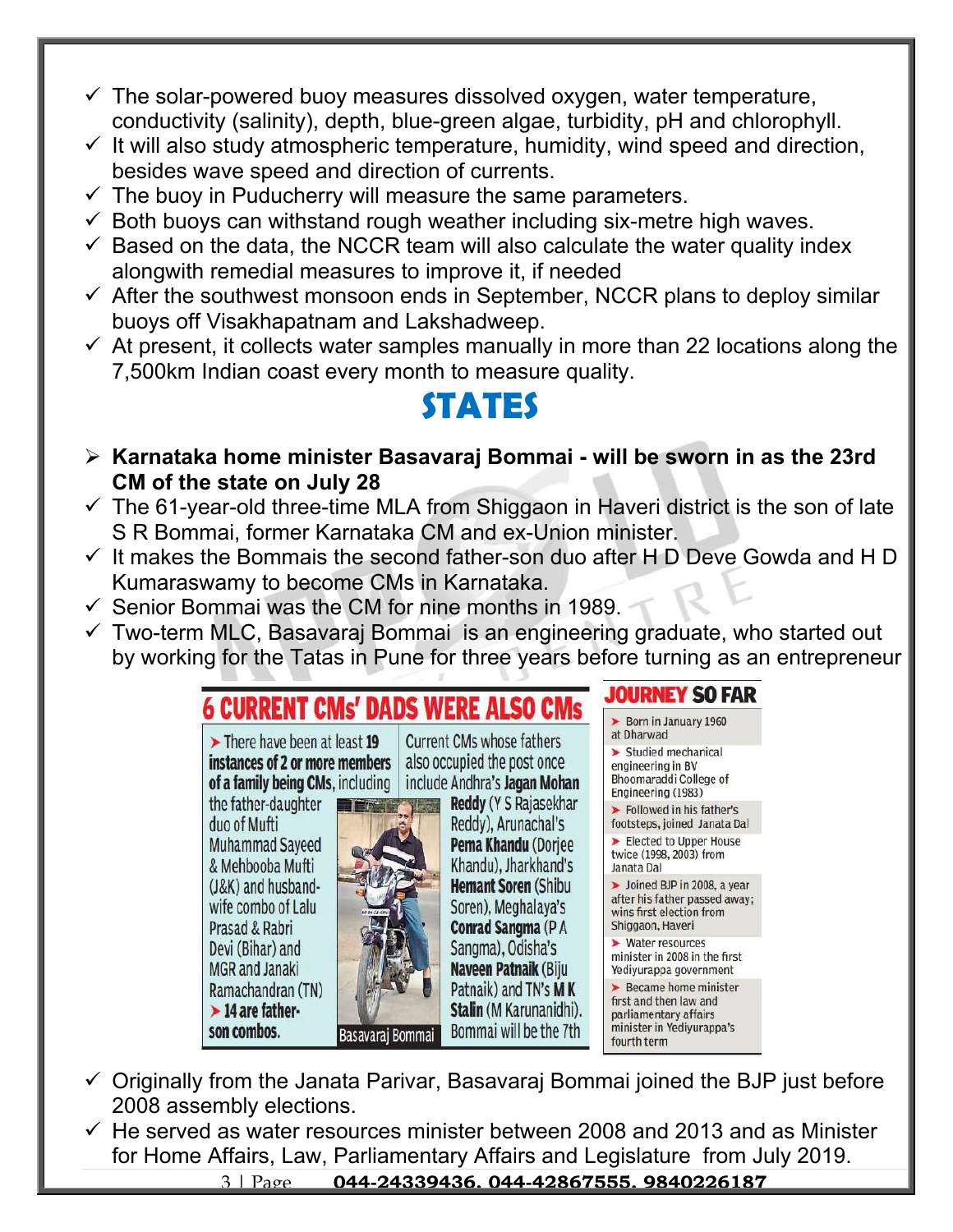- ✓ The solar-powered buoy measures dissolved oxygen, water temperature, conductivity (salinity), depth, blue-green algae, turbidity, pH and chlorophyll.
- ✓ It will also study atmospheric temperature, humidity, wind speed and direction, besides wave speed and direction of currents.
- ✓ The buoy in Puducherry will measure the same parameters.
- ✓ Both buoys can withstand rough weather including six-metre high waves.
- ✓ Based on the data, the NCCR team will also calculate the water quality index alongwith remedial measures to improve it, if needed
- ✓ After the southwest monsoon ends in September, NCCR plans to deploy similar buoys off Visakhapatnam and Lakshadweep.
- ✓ At present, it collects water samples manually in more than 22 locations along the 7,500km Indian coast every month to measure quality.

# STATES

- **Karnataka home minister Basavaraj Bommai - will be sworn in as the 23rd CM of the state on July 28**
- ✓ The 61-year-old three-time MLA from Shiggaon in Haveri district is the son of late S R Bommai, former Karnataka CM and ex-Union minister.
- ✓ It makes the Bommais the second father-son duo after H D Deve Gowda and H D Kumaraswamy to become CMs in Karnataka.
- ✓ Senior Bommai was the CM for nine months in 1989.
- ✓ Two-term MLC, Basavaraj Bommai is an engineering graduate, who started out by working for the Tatas in Pune for three years before turning as an entrepreneur

**6 CURRENT CMs' DADS WERE ALSO CMs**

- There have been at least **19 instances of 2 or more members of a family being CMs**, including the father-daughter duo of Mufti Muhammad Sayeed & Mehbooba Mufti (J&K) and husband-wife combo of Lalu Prasad & Rabri Devi (Bihar) and MGR and Janaki Ramachandran (TN)
- **14 are father-son combos.**

Current CMs whose fathers also occupied the post once include Andhra's **Jagan Mohan Reddy** (Y S Rajasekhar Reddy), Arunachal's **Pema Khandu** (Dorjee Khandu), Jharkhand's **Hemant Soren** (Shibu Soren), Meghalaya's **Conrad Sangma** (P A Sangma), Odisha's **Naveen Patnaik** (Biju Patnaik) and TN's **M K Stalin** (M Karunanidhi). Bommai will be the 7th

Basavaraj Bommai

**JOURNEY SO FAR**

- Born in January 1960 at Dharwad
- Studied mechanical engineering in BV Bhoomaraddi College of Engineering (1983)
- Followed in his father's footsteps, joined Janata Dal
- Elected to Upper House twice (1998, 2003) from Janata Dal
- Joined BJP in 2008, a year after his father passed away; wins first election from Shiggaon, Haveri
- Water resources minister in 2008 in the first Yediyurappa government
- Became home minister first and then law and parliamentary affairs minister in Yediyurappa's fourth term

- ✓ Originally from the Janata Parivar, Basavaraj Bommai joined the BJP just before 2008 assembly elections.
- ✓ He served as water resources minister between 2008 and 2013 and as Minister for Home Affairs, Law, Parliamentary Affairs and Legislature from July 2019.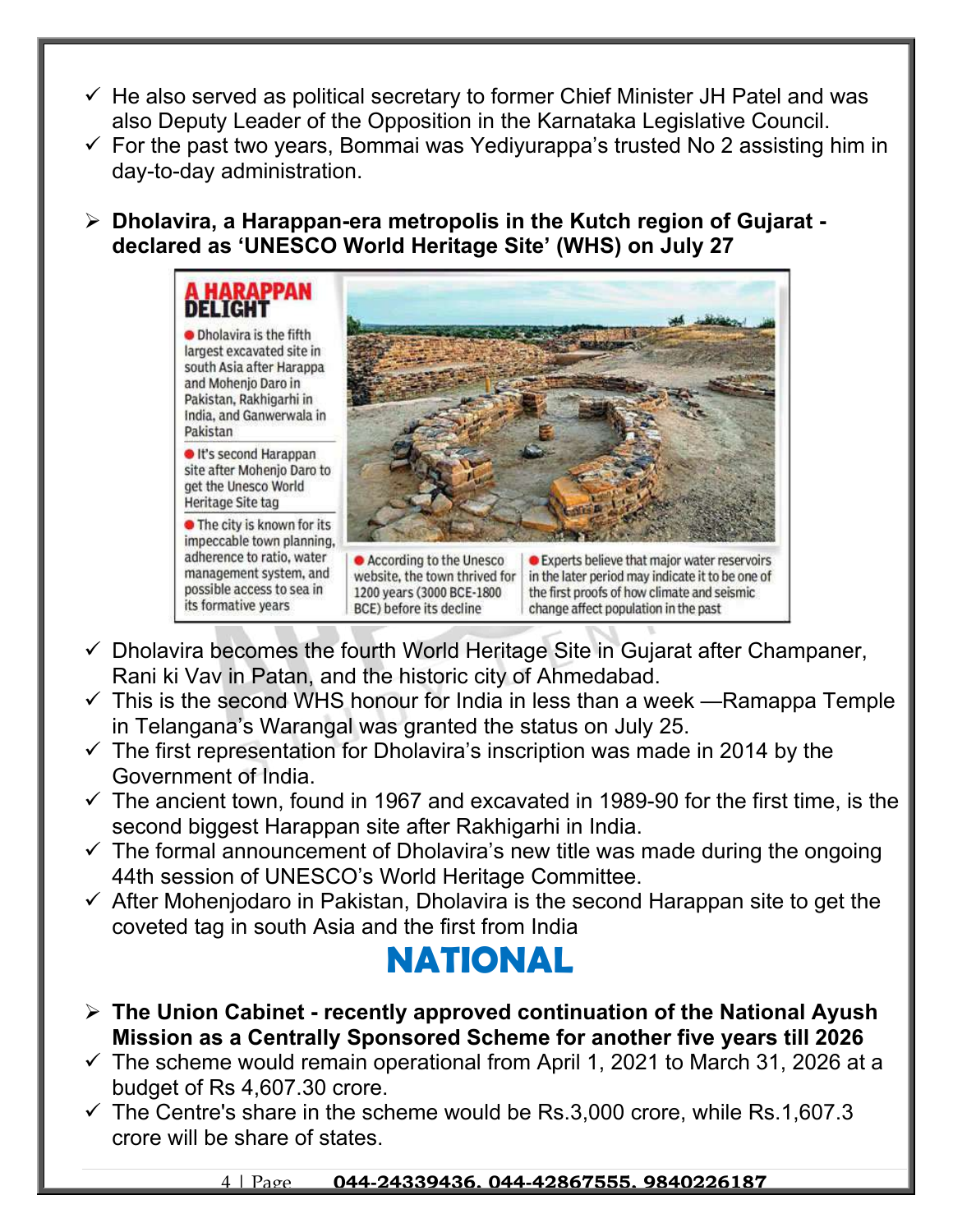- ✓ He also served as political secretary to former Chief Minister JH Patel and was also Deputy Leader of the Opposition in the Karnataka Legislative Council.
- ✓ For the past two years, Bommai was Yediyurappa's trusted No 2 assisting him in day-to-day administration.

➢ **Dholavira, a Harappan-era metropolis in the Kutch region of Gujarat - declared as 'UNESCO World Heritage Site' (WHS) on July 27**

**A HARAPPAN DELIGHT**

- Dholavira is the fifth largest excavated site in south Asia after Harappa and Mohenjo Daro in Pakistan, Rakhigarhi in India, and Ganwerwala in Pakistan
- It's second Harappan site after Mohenjo Daro to get the Unesco World Heritage Site tag
- The city is known for its impeccable town planning, adherence to ratio, water management system, and possible access to sea in its formative years
- According to the Unesco website, the town thrived for 1200 years (3000 BCE-1800 BCE) before its decline
- Experts believe that major water reservoirs in the later period may indicate it to be one of the first proofs of how climate and seismic change affect population in the past

- ✓ Dholavira becomes the fourth World Heritage Site in Gujarat after Champaner, Rani ki Vav in Patan, and the historic city of Ahmedabad.
- ✓ This is the second WHS honour for India in less than a week —Ramappa Temple in Telangana's Warangal was granted the status on July 25.
- ✓ The first representation for Dholavira's inscription was made in 2014 by the Government of India.
- ✓ The ancient town, found in 1967 and excavated in 1989-90 for the first time, is the second biggest Harappan site after Rakhigarhi in India.
- ✓ The formal announcement of Dholavira's new title was made during the ongoing 44th session of UNESCO's World Heritage Committee.
- ✓ After Mohenjodaro in Pakistan, Dholavira is the second Harappan site to get the coveted tag in south Asia and the first from India

# NATIONAL

➢ **The Union Cabinet - recently approved continuation of the National Ayush Mission as a Centrally Sponsored Scheme for another five years till 2026**

- ✓ The scheme would remain operational from April 1, 2021 to March 31, 2026 at a budget of Rs 4,607.30 crore.
- ✓ The Centre's share in the scheme would be Rs.3,000 crore, while Rs.1,607.3 crore will be share of states.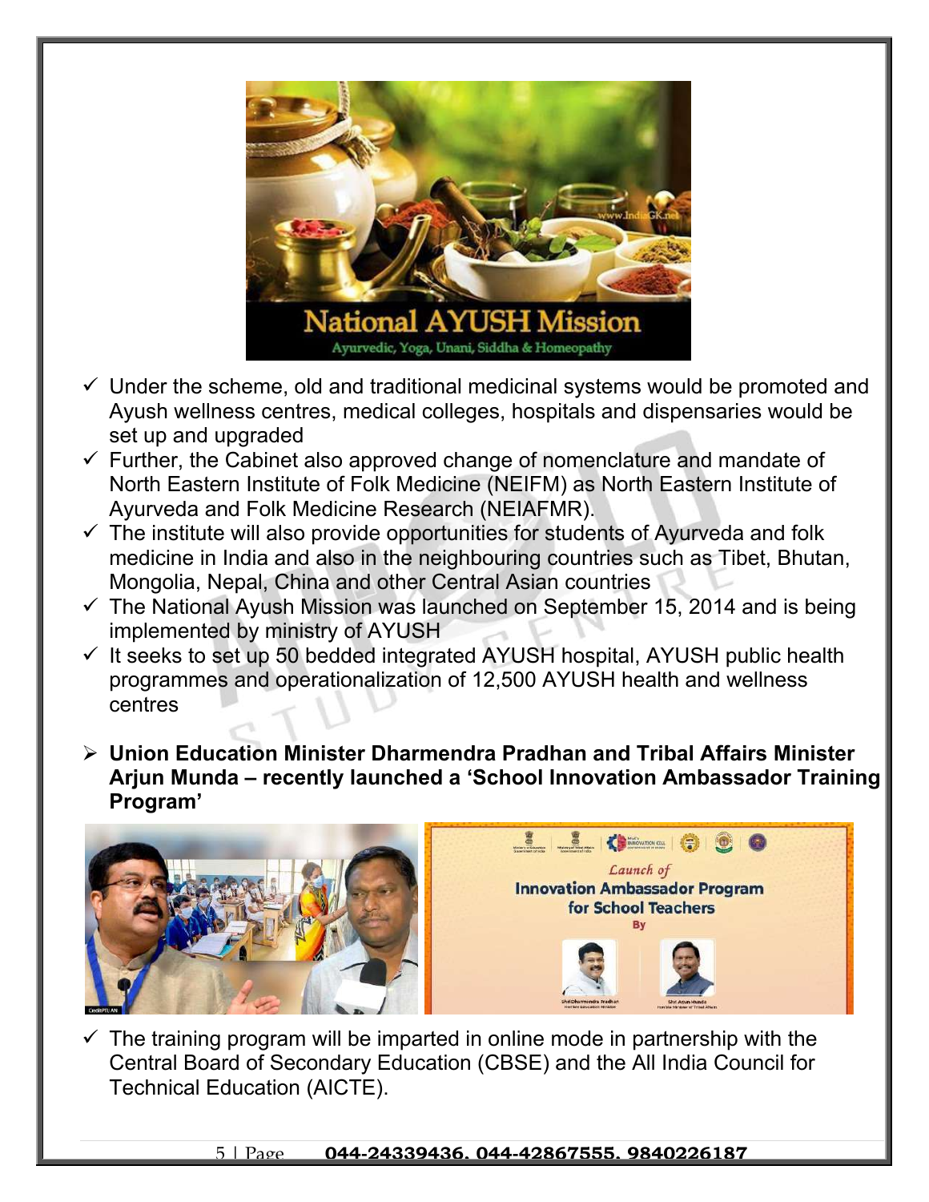- ✓ Under the scheme, old and traditional medicinal systems would be promoted and Ayush wellness centres, medical colleges, hospitals and dispensaries would be set up and upgraded
- ✓ Further, the Cabinet also approved change of nomenclature and mandate of North Eastern Institute of Folk Medicine (NEIFM) as North Eastern Institute of Ayurveda and Folk Medicine Research (NEIAFMR).
- ✓ The institute will also provide opportunities for students of Ayurveda and folk medicine in India and also in the neighbouring countries such as Tibet, Bhutan, Mongolia, Nepal, China and other Central Asian countries
- ✓ The National Ayush Mission was launched on September 15, 2014 and is being implemented by ministry of AYUSH
- ✓ It seeks to set up 50 bedded integrated AYUSH hospital, AYUSH public health programmes and operationalization of 12,500 AYUSH health and wellness centres

➢ **Union Education Minister Dharmendra Pradhan and Tribal Affairs Minister Arjun Munda – recently launched a 'School Innovation Ambassador Training Program'**

- ✓ The training program will be imparted in online mode in partnership with the Central Board of Secondary Education (CBSE) and the All India Council for Technical Education (AICTE).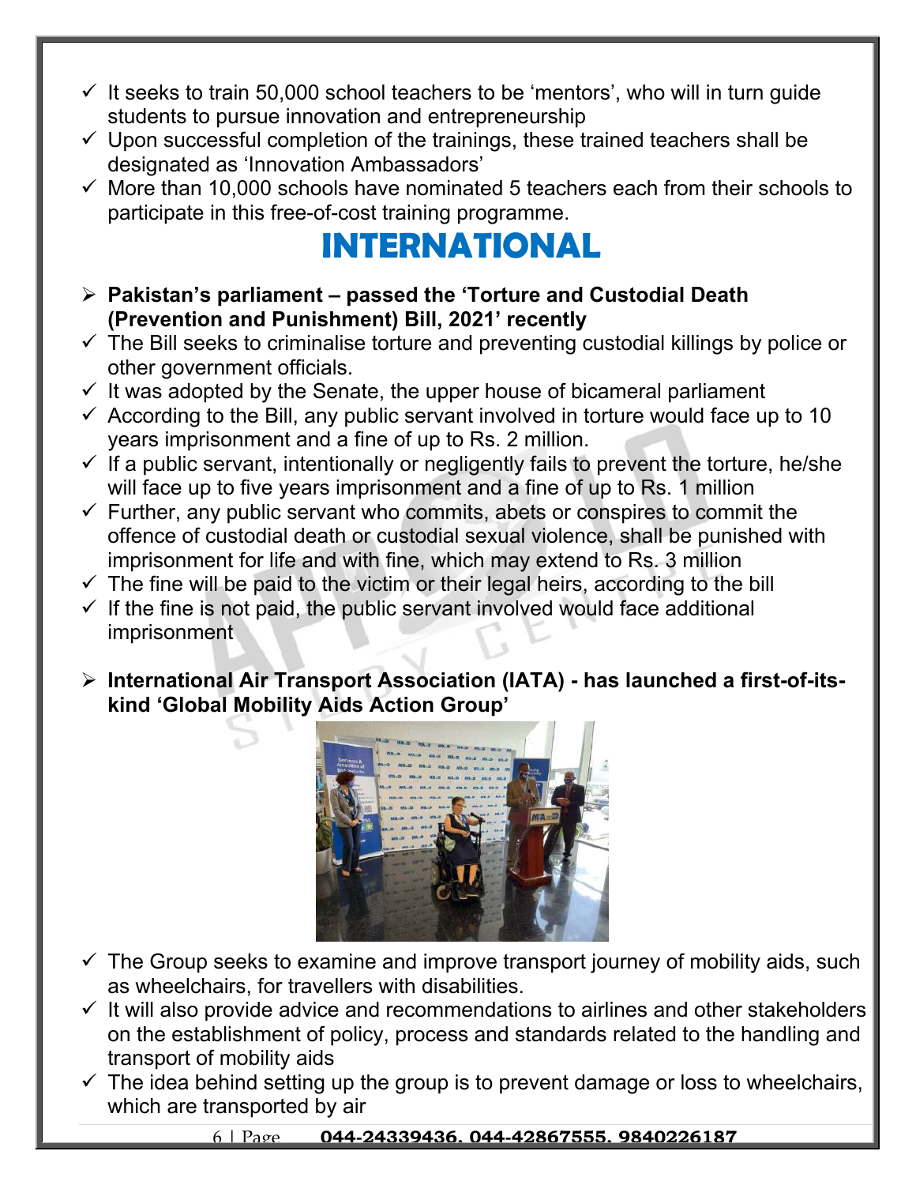- It seeks to train 50,000 school teachers to be 'mentors', who will in turn guide students to pursue innovation and entrepreneurship
- Upon successful completion of the trainings, these trained teachers shall be designated as 'Innovation Ambassadors'
- More than 10,000 schools have nominated 5 teachers each from their schools to participate in this free-of-cost training programme.

# INTERNATIONAL

- **Pakistan's parliament – passed the 'Torture and Custodial Death (Prevention and Punishment) Bill, 2021' recently**
  - The Bill seeks to criminalise torture and preventing custodial killings by police or other government officials.
  - It was adopted by the Senate, the upper house of bicameral parliament
  - According to the Bill, any public servant involved in torture would face up to 10 years imprisonment and a fine of up to Rs. 2 million.
  - If a public servant, intentionally or negligently fails to prevent the torture, he/she will face up to five years imprisonment and a fine of up to Rs. 1 million
  - Further, any public servant who commits, abets or conspires to commit the offence of custodial death or custodial sexual violence, shall be punished with imprisonment for life and with fine, which may extend to Rs. 3 million
  - The fine will be paid to the victim or their legal heirs, according to the bill
  - If the fine is not paid, the public servant involved would face additional imprisonment

- **International Air Transport Association (IATA) - has launched a first-of-its-kind 'Global Mobility Aids Action Group'**
  - The Group seeks to examine and improve transport journey of mobility aids, such as wheelchairs, for travellers with disabilities.
  - It will also provide advice and recommendations to airlines and other stakeholders on the establishment of policy, process and standards related to the handling and transport of mobility aids
  - The idea behind setting up the group is to prevent damage or loss to wheelchairs, which are transported by air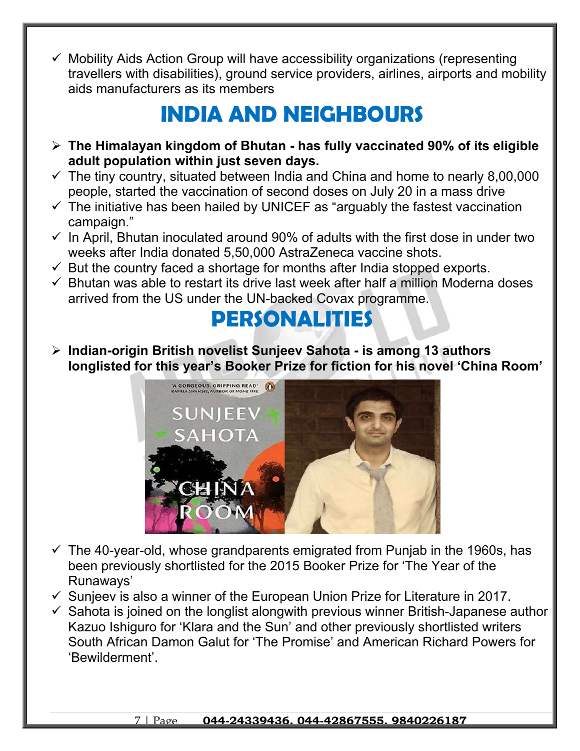- ✓ Mobility Aids Action Group will have accessibility organizations (representing travellers with disabilities), ground service providers, airlines, airports and mobility aids manufacturers as its members

# INDIA AND NEIGHBOURS

- ➢ **The Himalayan kingdom of Bhutan - has fully vaccinated 90% of its eligible adult population within just seven days.**
- ✓ The tiny country, situated between India and China and home to nearly 8,00,000 people, started the vaccination of second doses on July 20 in a mass drive
- ✓ The initiative has been hailed by UNICEF as "arguably the fastest vaccination campaign."
- ✓ In April, Bhutan inoculated around 90% of adults with the first dose in under two weeks after India donated 5,50,000 AstraZeneca vaccine shots.
- ✓ But the country faced a shortage for months after India stopped exports.
- ✓ Bhutan was able to restart its drive last week after half a million Moderna doses arrived from the US under the UN-backed Covax programme.

# PERSONALITIES

- ➢ **Indian-origin British novelist Sunjeev Sahota - is among 13 authors longlisted for this year's Booker Prize for fiction for his novel 'China Room'**
- ✓ The 40-year-old, whose grandparents emigrated from Punjab in the 1960s, has been previously shortlisted for the 2015 Booker Prize for 'The Year of the Runaways'
- ✓ Sunjeev is also a winner of the European Union Prize for Literature in 2017.
- ✓ Sahota is joined on the longlist alongwith previous winner British-Japanese author Kazuo Ishiguro for 'Klara and the Sun' and other previously shortlisted writers South African Damon Galut for 'The Promise' and American Richard Powers for 'Bewilderment'.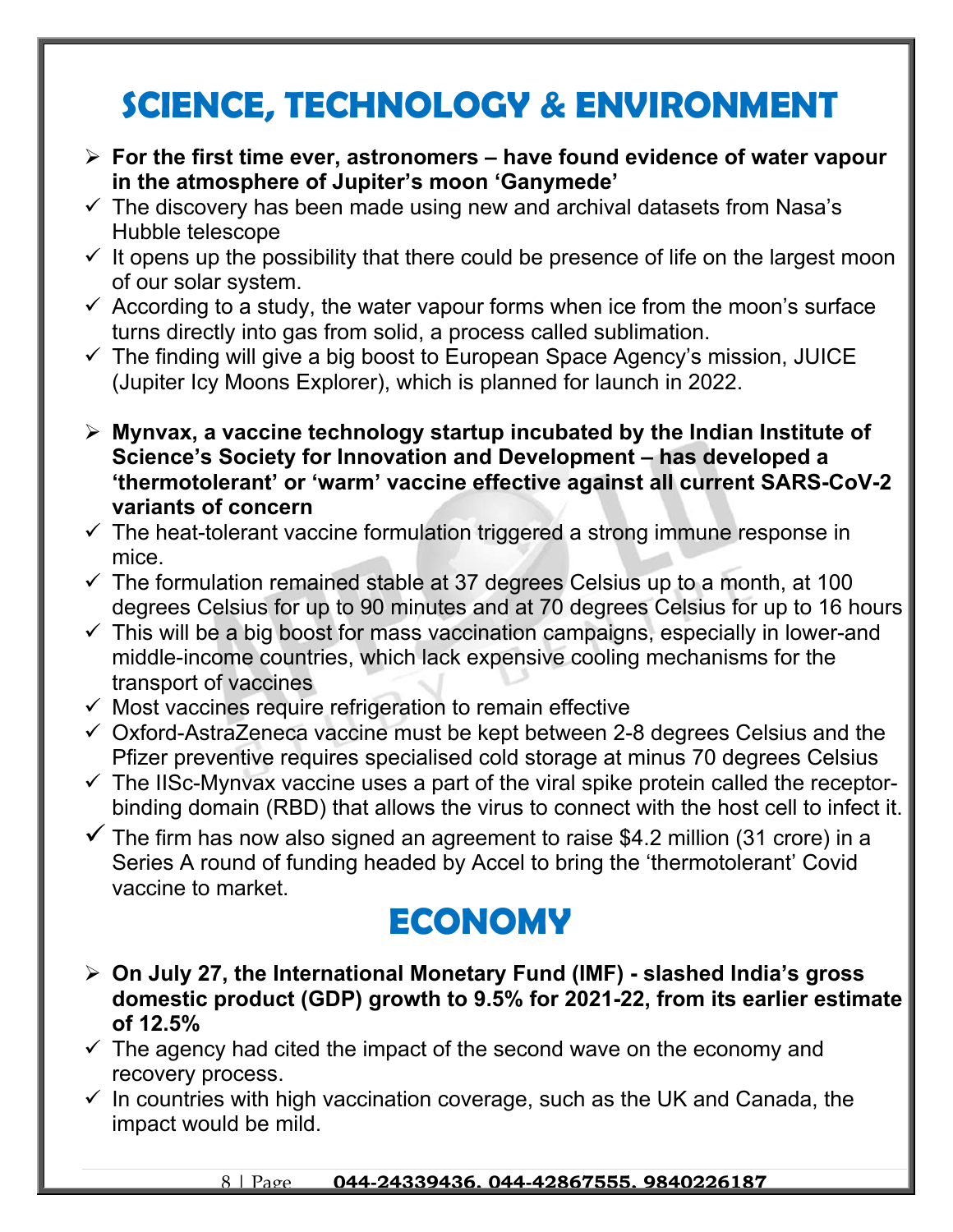# SCIENCE, TECHNOLOGY & ENVIRONMENT

- **For the first time ever, astronomers – have found evidence of water vapour in the atmosphere of Jupiter's moon 'Ganymede'**
- ✓ The discovery has been made using new and archival datasets from Nasa's Hubble telescope
- ✓ It opens up the possibility that there could be presence of life on the largest moon of our solar system.
- ✓ According to a study, the water vapour forms when ice from the moon's surface turns directly into gas from solid, a process called sublimation.
- ✓ The finding will give a big boost to European Space Agency's mission, JUICE (Jupiter Icy Moons Explorer), which is planned for launch in 2022.

- **Mynvax, a vaccine technology startup incubated by the Indian Institute of Science's Society for Innovation and Development – has developed a 'thermotolerant' or 'warm' vaccine effective against all current SARS-CoV-2 variants of concern**
- ✓ The heat-tolerant vaccine formulation triggered a strong immune response in mice.
- ✓ The formulation remained stable at 37 degrees Celsius up to a month, at 100 degrees Celsius for up to 90 minutes and at 70 degrees Celsius for up to 16 hours
- ✓ This will be a big boost for mass vaccination campaigns, especially in lower-and middle-income countries, which lack expensive cooling mechanisms for the transport of vaccines
- ✓ Most vaccines require refrigeration to remain effective
- ✓ Oxford-AstraZeneca vaccine must be kept between 2-8 degrees Celsius and the Pfizer preventive requires specialised cold storage at minus 70 degrees Celsius
- ✓ The IISc-Mynvax vaccine uses a part of the viral spike protein called the receptor-binding domain (RBD) that allows the virus to connect with the host cell to infect it.
- ✓ The firm has now also signed an agreement to raise $4.2 million (31 crore) in a Series A round of funding headed by Accel to bring the 'thermotolerant' Covid vaccine to market.

# ECONOMY

- **On July 27, the International Monetary Fund (IMF) - slashed India's gross domestic product (GDP) growth to 9.5% for 2021-22, from its earlier estimate of 12.5%**
- ✓ The agency had cited the impact of the second wave on the economy and recovery process.
- ✓ In countries with high vaccination coverage, such as the UK and Canada, the impact would be mild.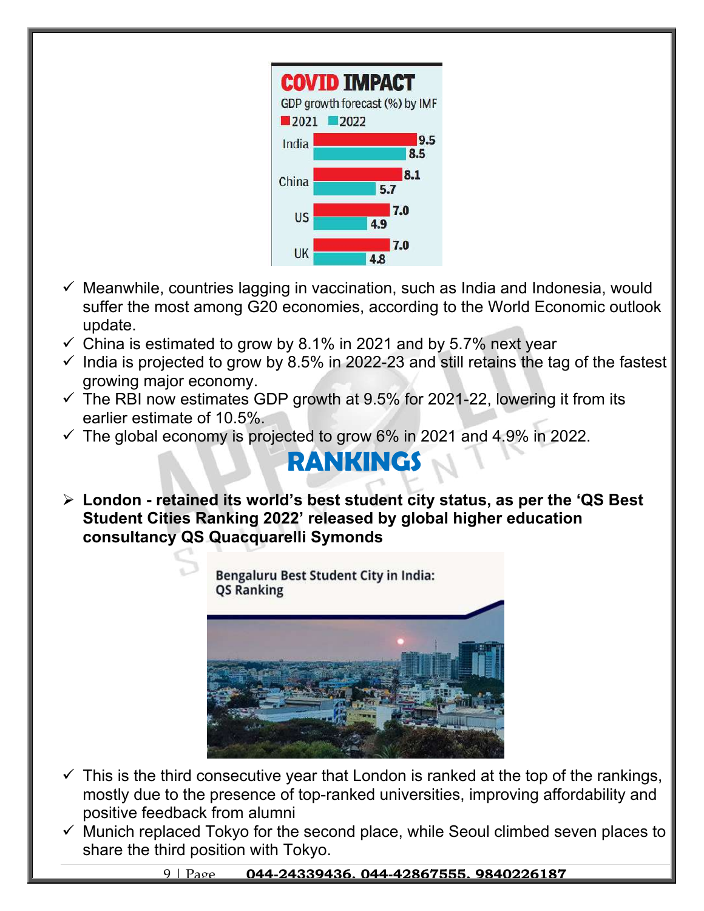**COVID IMPACT**

GDP growth forecast (%) by IMF

| Country | 2021 | 2022 |
|---|---|---|
| India | 9.5 | 8.5 |
| China | 8.1 | 5.7 |
| US | 7.0 | 4.9 |
| UK | 7.0 | 4.8 |

- ✓ Meanwhile, countries lagging in vaccination, such as India and Indonesia, would suffer the most among G20 economies, according to the World Economic outlook update.
- ✓ China is estimated to grow by 8.1% in 2021 and by 5.7% next year
- ✓ India is projected to grow by 8.5% in 2022-23 and still retains the tag of the fastest growing major economy.
- ✓ The RBI now estimates GDP growth at 9.5% for 2021-22, lowering it from its earlier estimate of 10.5%.
- ✓ The global economy is projected to grow 6% in 2021 and 4.9% in 2022.

# RANKINGS

- **London - retained its world's best student city status, as per the 'QS Best Student Cities Ranking 2022' released by global higher education consultancy QS Quacquarelli Symonds**

Bengaluru Best Student City in India: QS Ranking

- ✓ This is the third consecutive year that London is ranked at the top of the rankings, mostly due to the presence of top-ranked universities, improving affordability and positive feedback from alumni
- ✓ Munich replaced Tokyo for the second place, while Seoul climbed seven places to share the third position with Tokyo.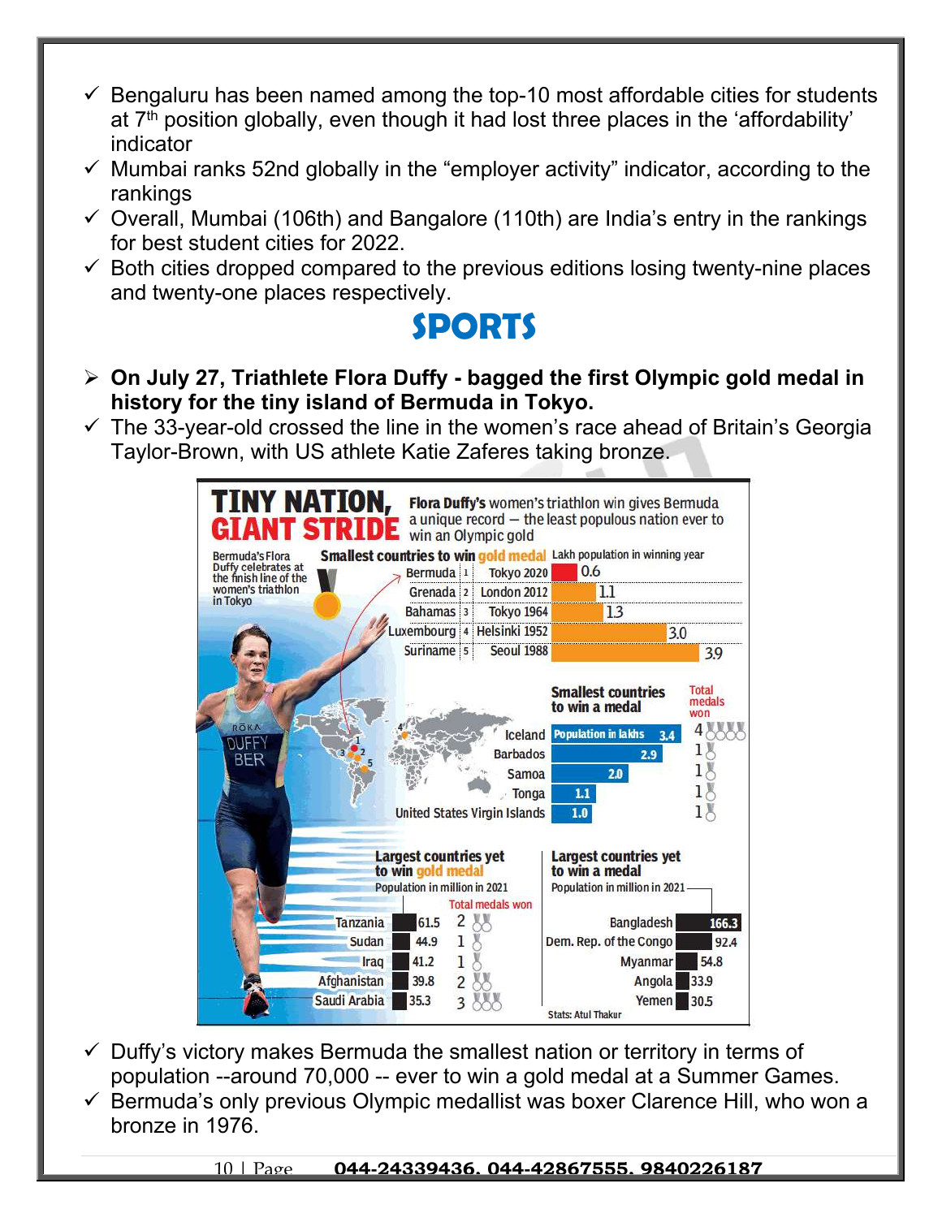- ✓ Bengaluru has been named among the top-10 most affordable cities for students at 7th position globally, even though it had lost three places in the 'affordability' indicator
- ✓ Mumbai ranks 52nd globally in the "employer activity" indicator, according to the rankings
- ✓ Overall, Mumbai (106th) and Bangalore (110th) are India's entry in the rankings for best student cities for 2022.
- ✓ Both cities dropped compared to the previous editions losing twenty-nine places and twenty-one places respectively.

# SPORTS

- ➢ **On July 27, Triathlete Flora Duffy - bagged the first Olympic gold medal in history for the tiny island of Bermuda in Tokyo.**
- ✓ The 33-year-old crossed the line in the women's race ahead of Britain's Georgia Taylor-Brown, with US athlete Katie Zaferes taking bronze.

**TINY NATION, GIANT STRIDE**

Flora Duffy's women's triathlon win gives Bermuda a unique record – the least populous nation ever to win an Olympic gold

Bermuda's Flora Duffy celebrates at the finish line of the women's triathlon in Tokyo

**Smallest countries to win gold medal**

| # | Country | Games | Lakh population in winning year |
|---|---|---|---|
| 1 | Bermuda | Tokyo 2020 | 0.6 |
| 2 | Grenada | London 2012 | 1.1 |
| 3 | Bahamas | Tokyo 1964 | 1.3 |
| 4 | Luxembourg | Helsinki 1952 | 3.0 |
| 5 | Suriname | Seoul 1988 | 3.9 |

**Smallest countries to win a medal**

| Country | Population in lakhs | Total medals won |
|---|---|---|
| Iceland | 3.4 | 4 |
| Barbados | 2.9 | 1 |
| Samoa | 2.0 | 1 |
| Tonga | 1.1 | 1 |
| United States Virgin Islands | 1.0 | 1 |

**Largest countries yet to win gold medal**

| Country | Population in million in 2021 | Total medals won |
|---|---|---|
| Tanzania | 61.5 | 2 |
| Sudan | 44.9 | 1 |
| Iraq | 41.2 | 1 |
| Afghanistan | 39.8 | 2 |
| Saudi Arabia | 35.3 | 3 |

**Largest countries yet to win a medal**

| Country | Population in million in 2021 |
|---|---|
| Bangladesh | 166.3 |
| Dem. Rep. of the Congo | 92.4 |
| Myanmar | 54.8 |
| Angola | 33.9 |
| Yemen | 30.5 |

Stats: Atul Thakur

- ✓ Duffy's victory makes Bermuda the smallest nation or territory in terms of population --around 70,000 -- ever to win a gold medal at a Summer Games.
- ✓ Bermuda's only previous Olympic medallist was boxer Clarence Hill, who won a bronze in 1976.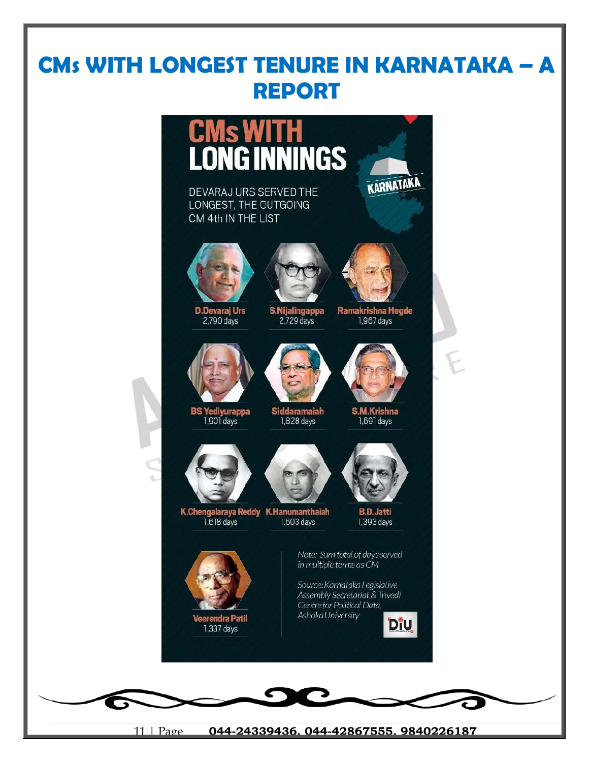# CMs WITH LONGEST TENURE IN KARNATAKA – A REPORT

## CMs WITH LONG INNINGS

KARNATAKA

DEVARAJ URS SERVED THE LONGEST, THE OUTGOING CM 4th IN THE LIST

D.Devaraj Urs
2,790 days

S.Nijalingappa
2,729 days

Ramakrishna Hegde
1,967 days

BS Yediyurappa
1,901 days

Siddaramaiah
1,828 days

S.M.Krishna
1,691 days

K.Chengalaraya Reddy
1,618 days

K.Hanumanthaiah
1,603 days

B.D.Jatti
1,393 days

Veerendra Patil
1,337 days

*Note: Sum total of days served in multiple terms as CM*

*Source: Karnataka Legislative Assembly Secretariat & Trivedi Centre for Political Data, Ashoka University*

DIU